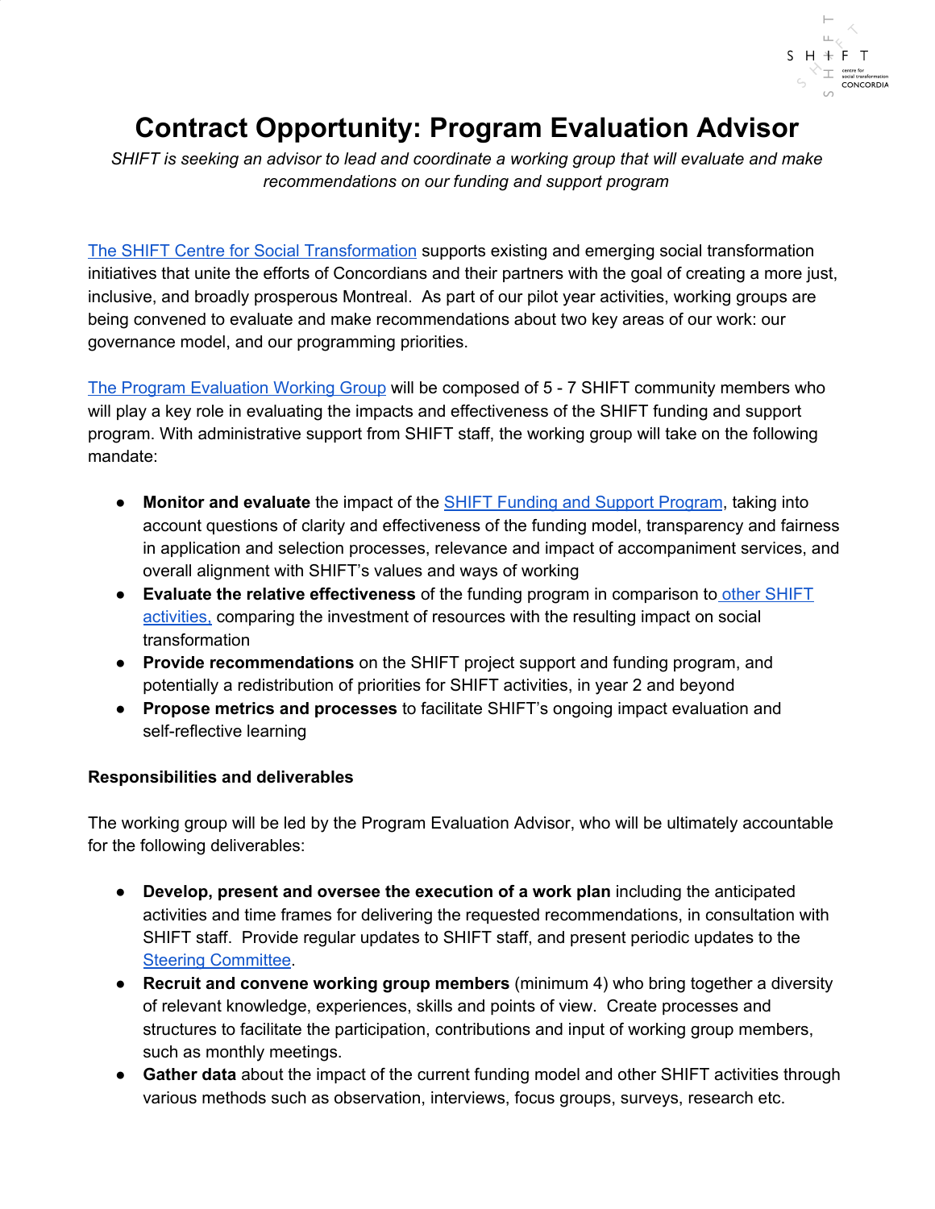# Contract Opportunity: Program Evaluation Advisor

*SHIFT is seeking an advisor to lead and coordinate a working group that will evaluate and make recommendations on our funding and support program*

The SHIFT Centre for Social Transformation supports existing and emerging social transformation initiatives that unite the efforts of Concordians and their partners with the goal of creating a more just, inclusive, and broadly prosperous Montreal. As part of our pilot year activities, working groups are being convened to evaluate and make recommendations about two key areas of our work: our governance model, and our programming priorities.

The Program Evaluation Working Group will be composed of 5 - 7 SHIFT community members who will play a key role in evaluating the impacts and effectiveness of the SHIFT funding and support program. With administrative support from SHIFT staff, the working group will take on the following mandate:

- **Monitor and evaluate** the impact of the SHIFT Funding and Support Program, taking into account questions of clarity and effectiveness of the funding model, transparency and fairness in application and selection processes, relevance and impact of accompaniment services, and overall alignment with SHIFT's values and ways of working
- **Evaluate the relative effectiveness** of the funding program in comparison to other SHIFT activities, comparing the investment of resources with the resulting impact on social transformation
- **Provide recommendations** on the SHIFT project support and funding program, and potentially a redistribution of priorities for SHIFT activities, in year 2 and beyond
- **Propose metrics and processes** to facilitate SHIFT's ongoing impact evaluation and self-reflective learning

**Responsibilities and deliverables**

The working group will be led by the Program Evaluation Advisor, who will be ultimately accountable for the following deliverables:

- **Develop, present and oversee the execution of a work plan** including the anticipated activities and time frames for delivering the requested recommendations, in consultation with SHIFT staff. Provide regular updates to SHIFT staff, and present periodic updates to the Steering Committee.
- **Recruit and convene working group members** (minimum 4) who bring together a diversity of relevant knowledge, experiences, skills and points of view. Create processes and structures to facilitate the participation, contributions and input of working group members, such as monthly meetings.
- **Gather data** about the impact of the current funding model and other SHIFT activities through various methods such as observation, interviews, focus groups, surveys, research etc.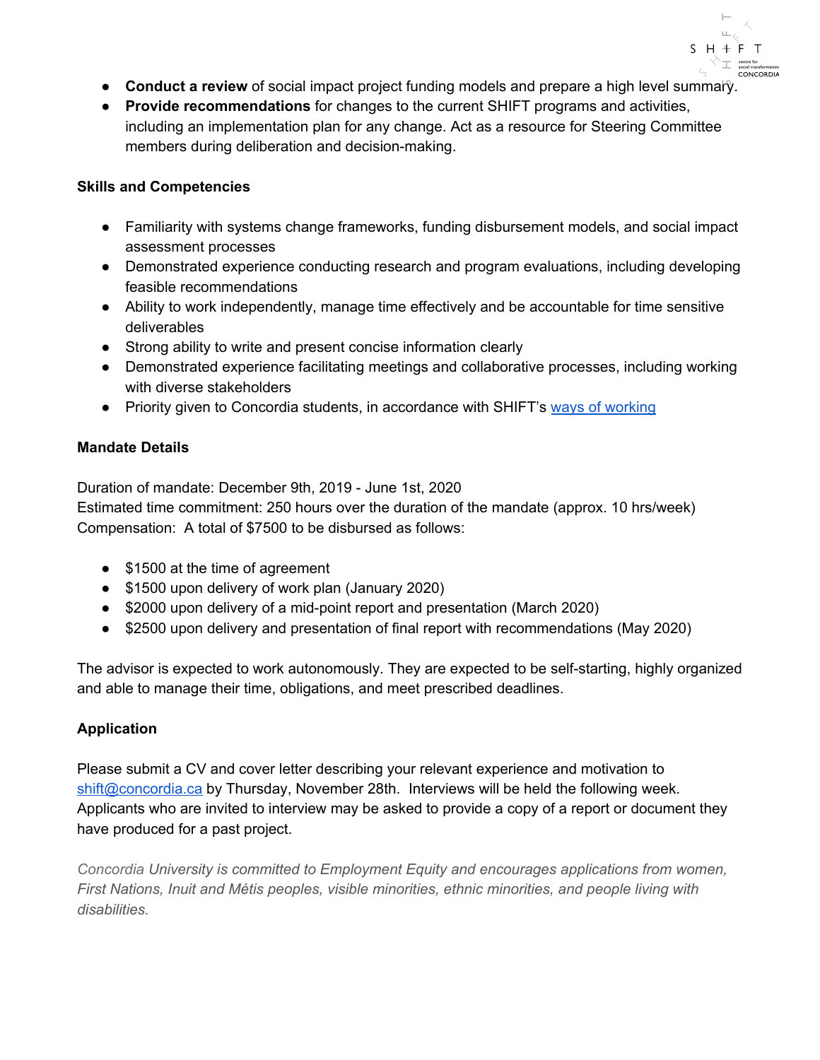- **Conduct a review** of social impact project funding models and prepare a high level summary.
- **Provide recommendations** for changes to the current SHIFT programs and activities, including an implementation plan for any change. Act as a resource for Steering Committee members during deliberation and decision-making.

**Skills and Competencies**

- Familiarity with systems change frameworks, funding disbursement models, and social impact assessment processes
- Demonstrated experience conducting research and program evaluations, including developing feasible recommendations
- Ability to work independently, manage time effectively and be accountable for time sensitive deliverables
- Strong ability to write and present concise information clearly
- Demonstrated experience facilitating meetings and collaborative processes, including working with diverse stakeholders
- Priority given to Concordia students, in accordance with SHIFT's ways of working

**Mandate Details**

Duration of mandate: December 9th, 2019 - June 1st, 2020
Estimated time commitment: 250 hours over the duration of the mandate (approx. 10 hrs/week)
Compensation: A total of $7500 to be disbursed as follows:

- $1500 at the time of agreement
- $1500 upon delivery of work plan (January 2020)
- $2000 upon delivery of a mid-point report and presentation (March 2020)
- $2500 upon delivery and presentation of final report with recommendations (May 2020)

The advisor is expected to work autonomously. They are expected to be self-starting, highly organized and able to manage their time, obligations, and meet prescribed deadlines.

**Application**

Please submit a CV and cover letter describing your relevant experience and motivation to shift@concordia.ca by Thursday, November 28th. Interviews will be held the following week. Applicants who are invited to interview may be asked to provide a copy of a report or document they have produced for a past project.

*Concordia University is committed to Employment Equity and encourages applications from women, First Nations, Inuit and Métis peoples, visible minorities, ethnic minorities, and people living with disabilities.*